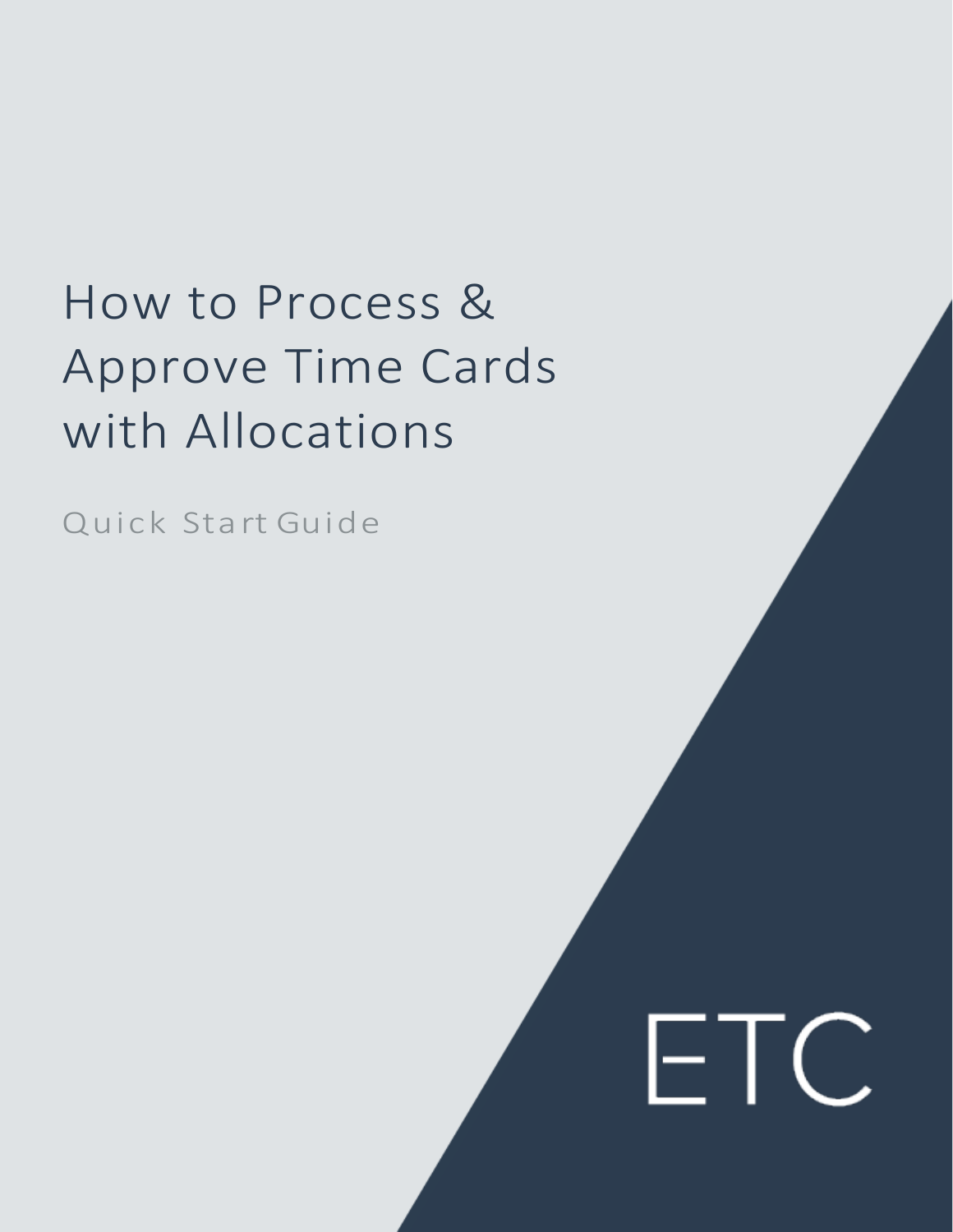# How to Process & Approve Time Cards with Allocations

Quick Start Guide

ETC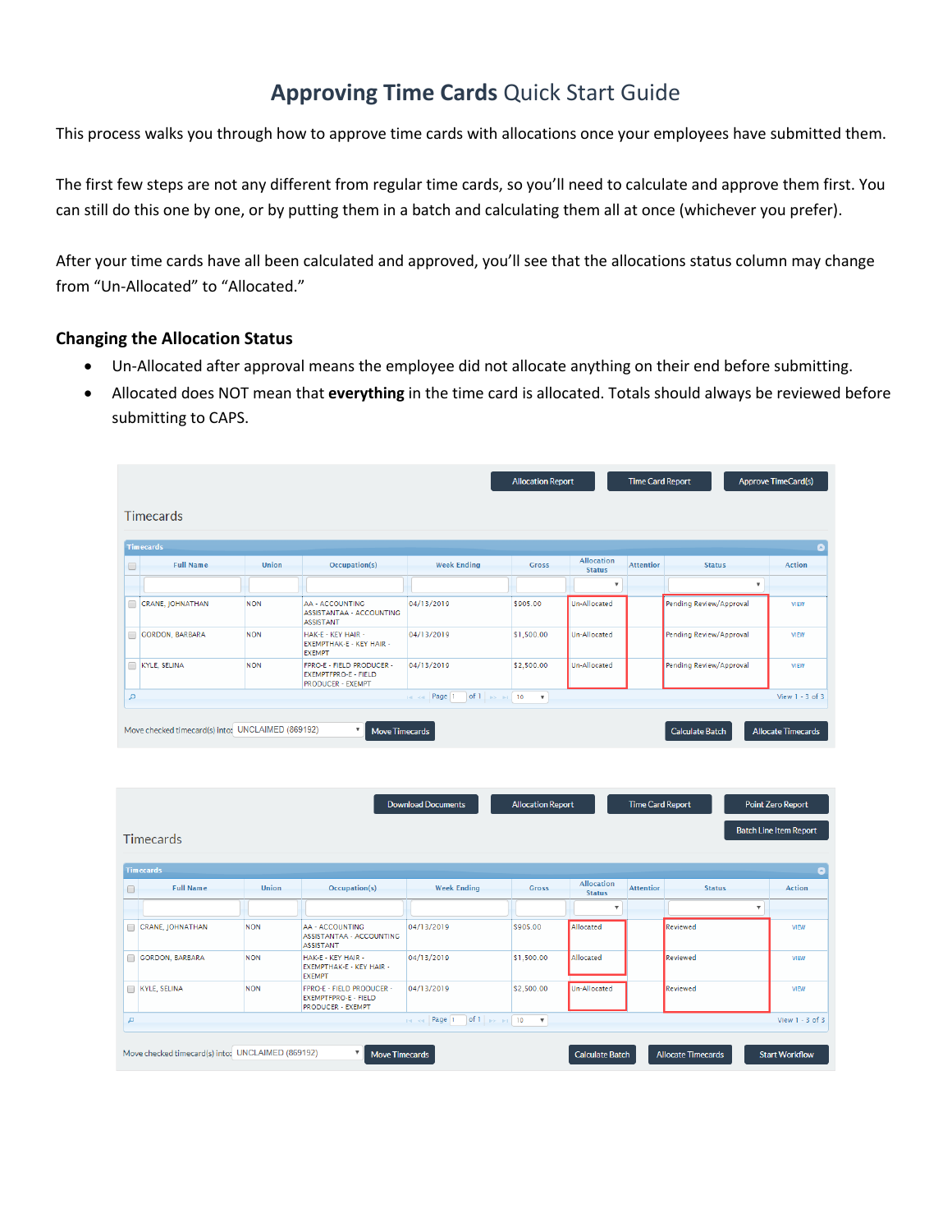# **Approving Time Cards** Quick Start Guide

This process walks you through how to approve time cards with allocations once your employees have submitted them.

The first few steps are not any different from regular time cards, so you'll need to calculate and approve them first. You can still do this one by one, or by putting them in a batch and calculating them all at once (whichever you prefer).

After your time cards have all been calculated and approved, you'll see that the allocations status column may change from "Un-Allocated" to "Allocated."

## Changing the Allocation Status

- Un-Allocated after approval means the employee did not allocate anything on their end before submitting.
- Allocated does NOT mean that **everything** in the time card is allocated. Totals should always be reviewed before submitting to CAPS.

Allocation Report | Time Card Report | Approve TimeCard(s)

Timecards

| Full Name | Union | Occupation(s) | Week Ending | Gross | Allocation Status | Attention | Status | Action |
|---|---|---|---|---|---|---|---|---|
| CRANE, JOHNATHAN | NON | AA - ACCOUNTING ASSISTANTAA - ACCOUNTING ASSISTANT | 04/13/2019 | $905.00 | Un-Allocated | | Pending Review/Approval | VIEW |
| GORDON, BARBARA | NON | HAK-E - KEY HAIR - EXEMPTHAK-E - KEY HAIR - EXEMPT | 04/13/2019 | $1,500.00 | Un-Allocated | | Pending Review/Approval | VIEW |
| KYLE, SELINA | NON | FPRO-E - FIELD PRODUCER - EXEMPTFPRO-E - FIELD PRODUCER - EXEMPT | 04/13/2019 | $2,500.00 | Un-Allocated | | Pending Review/Approval | VIEW |

Page 1 of 1 | 10 | View 1 - 3 of 3

Move checked timecard(s) into: UNCLAIMED (869192) | Move Timecards | Calculate Batch | Allocate Timecards

Download Documents | Allocation Report | Time Card Report | Point Zero Report | Batch Line Item Report

Timecards

| Full Name | Union | Occupation(s) | Week Ending | Gross | Allocation Status | Attention | Status | Action |
|---|---|---|---|---|---|---|---|---|
| CRANE, JOHNATHAN | NON | AA - ACCOUNTING ASSISTANTAA - ACCOUNTING ASSISTANT | 04/13/2019 | $905.00 | Allocated | | Reviewed | VIEW |
| GORDON, BARBARA | NON | HAK-E - KEY HAIR - EXEMPTHAK-E - KEY HAIR - EXEMPT | 04/13/2019 | $1,500.00 | Allocated | | Reviewed | VIEW |
| KYLE, SELINA | NON | FPRO-E - FIELD PRODUCER - EXEMPTFPRO-E - FIELD PRODUCER - EXEMPT | 04/13/2019 | $2,500.00 | Un-Allocated | | Reviewed | VIEW |

Page 1 of 1 | 10 | View 1 - 3 of 3

Move checked timecard(s) into: UNCLAIMED (869192) | Move Timecards | Calculate Batch | Allocate Timecards | Start Workflow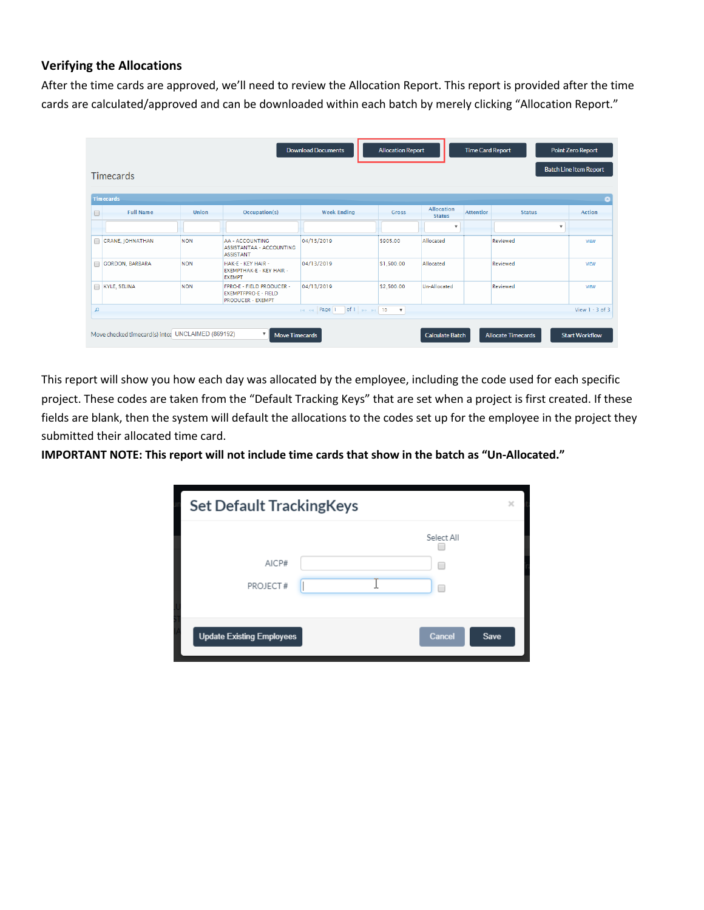### Verifying the Allocations

After the time cards are approved, we'll need to review the Allocation Report. This report is provided after the time cards are calculated/approved and can be downloaded within each batch by merely clicking "Allocation Report."

This report will show you how each day was allocated by the employee, including the code used for each specific project. These codes are taken from the "Default Tracking Keys" that are set when a project is first created. If these fields are blank, then the system will default the allocations to the codes set up for the employee in the project they submitted their allocated time card.

**IMPORTANT NOTE: This report will not include time cards that show in the batch as "Un-Allocated."**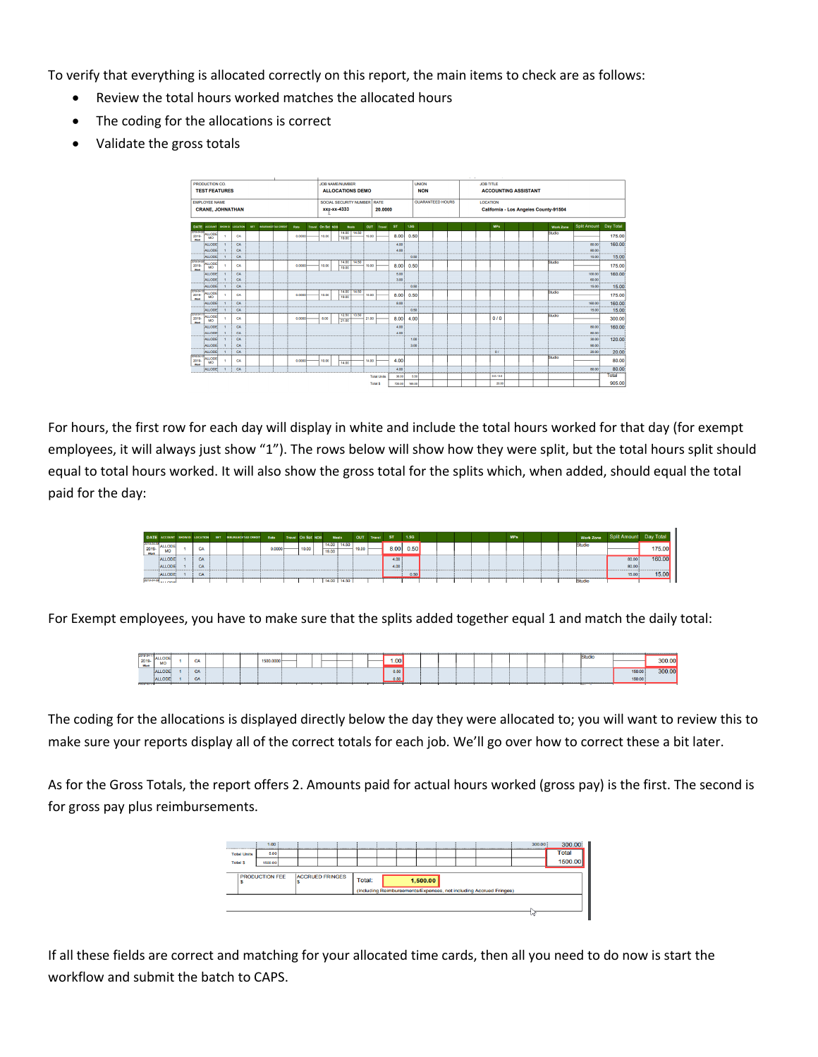To verify that everything is allocated correctly on this report, the main items to check are as follows:

- Review the total hours worked matches the allocated hours
- The coding for the allocations is correct
- Validate the gross totals

For hours, the first row for each day will display in white and include the total hours worked for that day (for exempt employees, it will always just show "1"). The rows below will show how they were split, but the total hours split should equal to total hours worked. It will also show the gross total for the splits which, when added, should equal the total paid for the day:

For Exempt employees, you have to make sure that the splits added together equal 1 and match the daily total:

The coding for the allocations is displayed directly below the day they were allocated to; you will want to review this to make sure your reports display all of the correct totals for each job. We'll go over how to correct these a bit later.

As for the Gross Totals, the report offers 2. Amounts paid for actual hours worked (gross pay) is the first. The second is for gross pay plus reimbursements.

If all these fields are correct and matching for your allocated time cards, then all you need to do now is start the workflow and submit the batch to CAPS.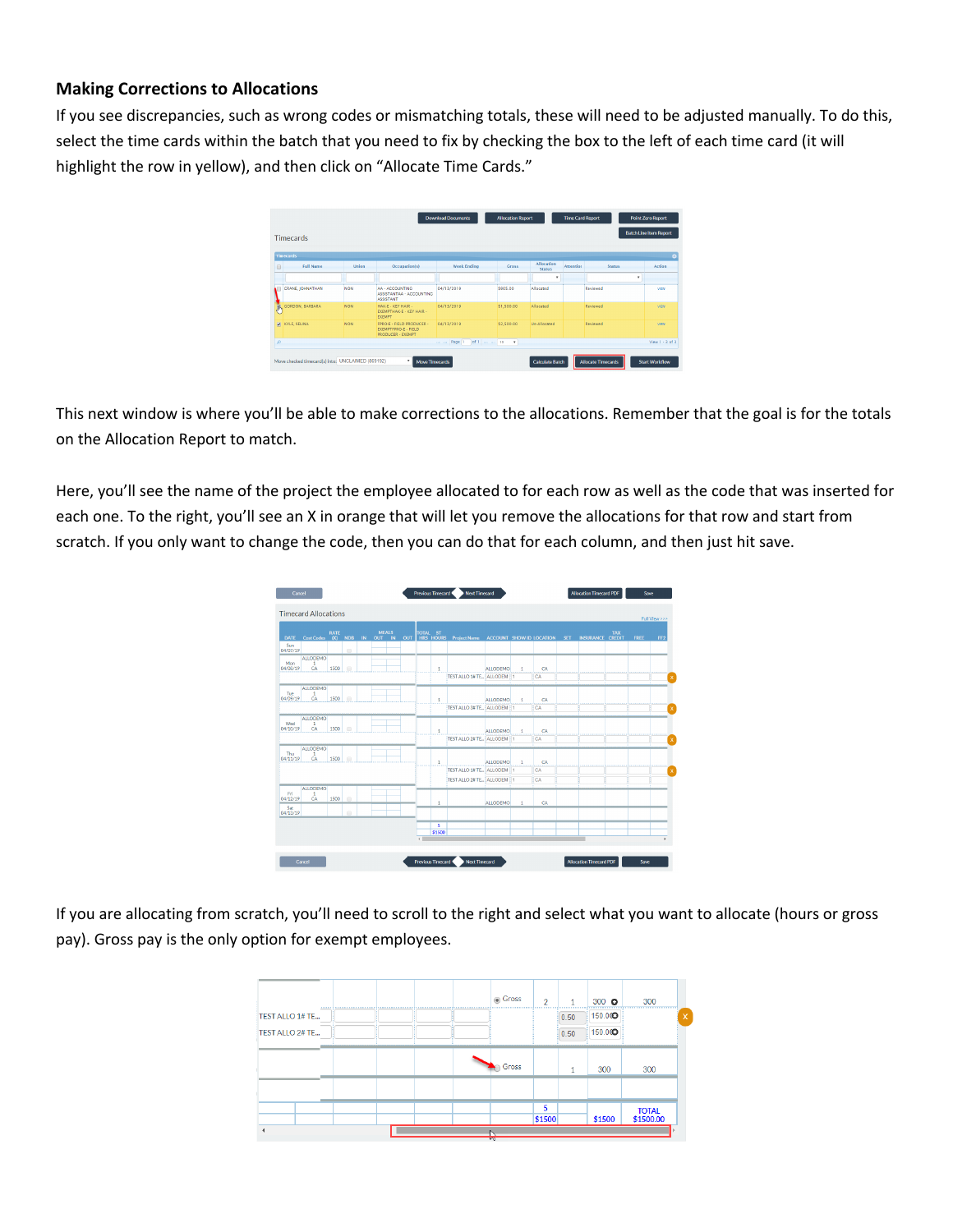## Making Corrections to Allocations

If you see discrepancies, such as wrong codes or mismatching totals, these will need to be adjusted manually. To do this, select the time cards within the batch that you need to fix by checking the box to the left of each time card (it will highlight the row in yellow), and then click on "Allocate Time Cards."

This next window is where you'll be able to make corrections to the allocations. Remember that the goal is for the totals on the Allocation Report to match.

Here, you'll see the name of the project the employee allocated to for each row as well as the code that was inserted for each one. To the right, you'll see an X in orange that will let you remove the allocations for that row and start from scratch. If you only want to change the code, then you can do that for each column, and then just hit save.

If you are allocating from scratch, you'll need to scroll to the right and select what you want to allocate (hours or gross pay). Gross pay is the only option for exempt employees.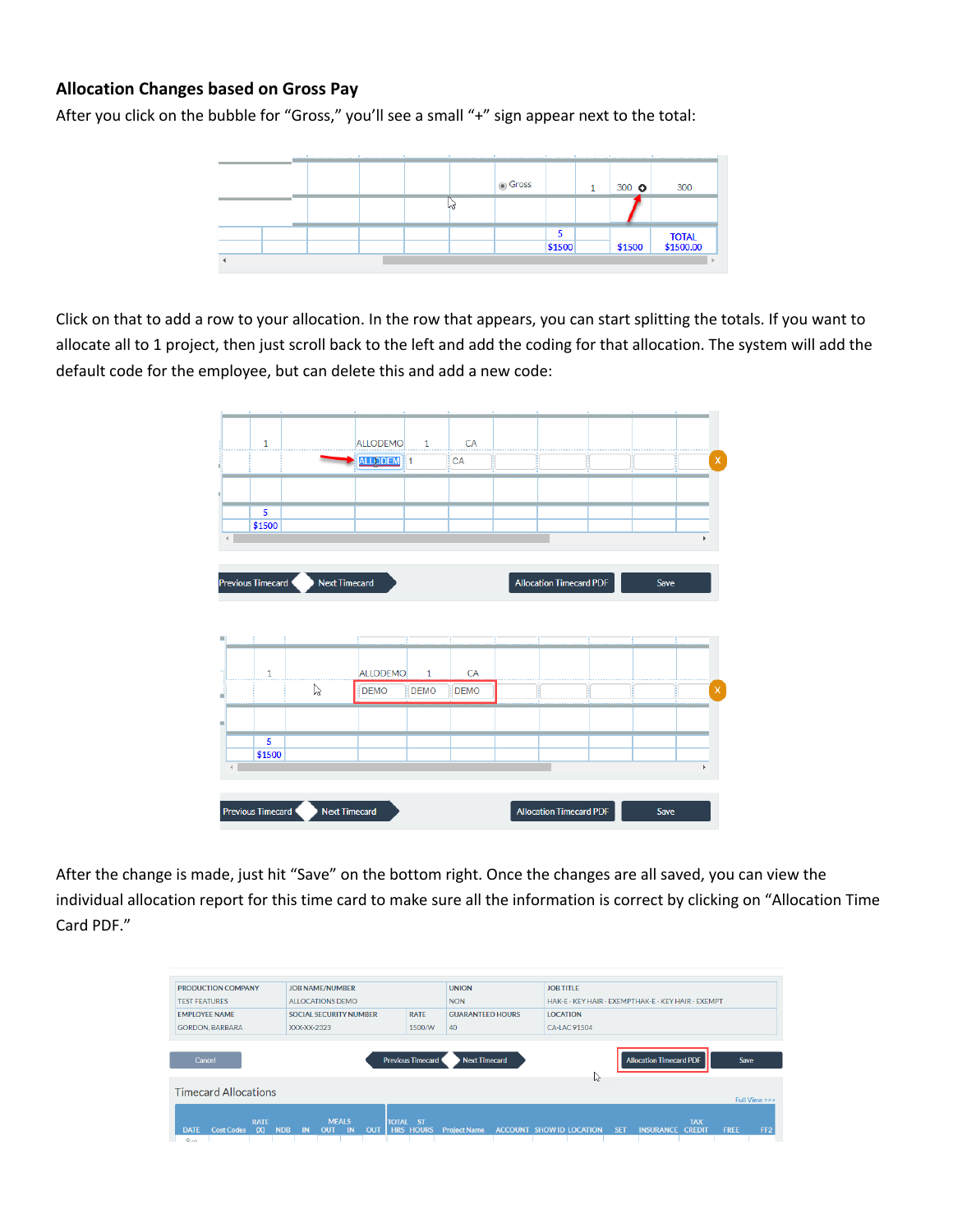### Allocation Changes based on Gross Pay

After you click on the bubble for "Gross," you'll see a small "+" sign appear next to the total:

Click on that to add a row to your allocation. In the row that appears, you can start splitting the totals. If you want to allocate all to 1 project, then just scroll back to the left and add the coding for that allocation. The system will add the default code for the employee, but can delete this and add a new code:

After the change is made, just hit "Save" on the bottom right. Once the changes are all saved, you can view the individual allocation report for this time card to make sure all the information is correct by clicking on "Allocation Time Card PDF."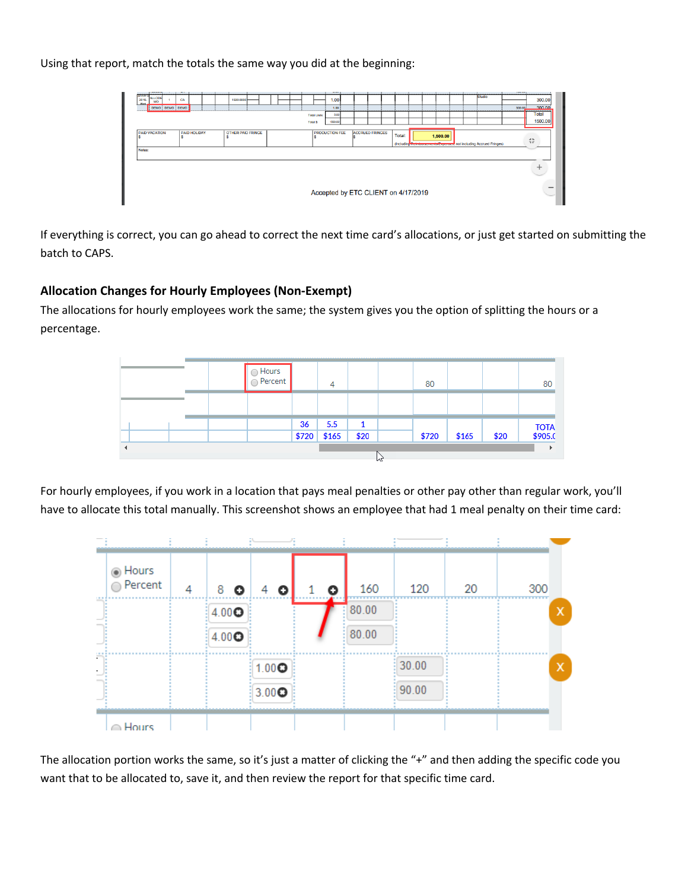Using that report, match the totals the same way you did at the beginning:

If everything is correct, you can go ahead to correct the next time card's allocations, or just get started on submitting the batch to CAPS.

### Allocation Changes for Hourly Employees (Non-Exempt)

The allocations for hourly employees work the same; the system gives you the option of splitting the hours or a percentage.

For hourly employees, if you work in a location that pays meal penalties or other pay other than regular work, you'll have to allocate this total manually. This screenshot shows an employee that had 1 meal penalty on their time card:

The allocation portion works the same, so it's just a matter of clicking the "+" and then adding the specific code you want that to be allocated to, save it, and then review the report for that specific time card.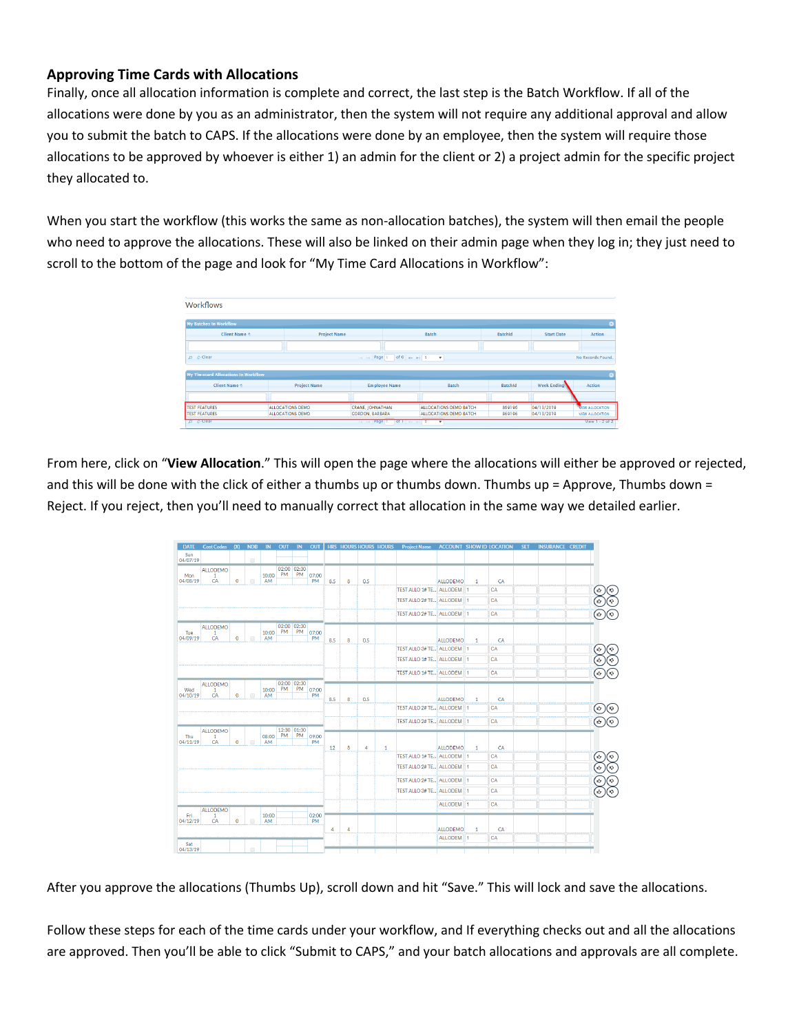## Approving Time Cards with Allocations

Finally, once all allocation information is complete and correct, the last step is the Batch Workflow. If all of the allocations were done by you as an administrator, then the system will not require any additional approval and allow you to submit the batch to CAPS. If the allocations were done by an employee, then the system will require those allocations to be approved by whoever is either 1) an admin for the client or 2) a project admin for the specific project they allocated to.

When you start the workflow (this works the same as non-allocation batches), the system will then email the people who need to approve the allocations. These will also be linked on their admin page when they log in; they just need to scroll to the bottom of the page and look for "My Time Card Allocations in Workflow":

From here, click on "**View Allocation**." This will open the page where the allocations will either be approved or rejected, and this will be done with the click of either a thumbs up or thumbs down. Thumbs up = Approve, Thumbs down = Reject. If you reject, then you'll need to manually correct that allocation in the same way we detailed earlier.

After you approve the allocations (Thumbs Up), scroll down and hit "Save." This will lock and save the allocations.

Follow these steps for each of the time cards under your workflow, and If everything checks out and all the allocations are approved. Then you'll be able to click "Submit to CAPS," and your batch allocations and approvals are all complete.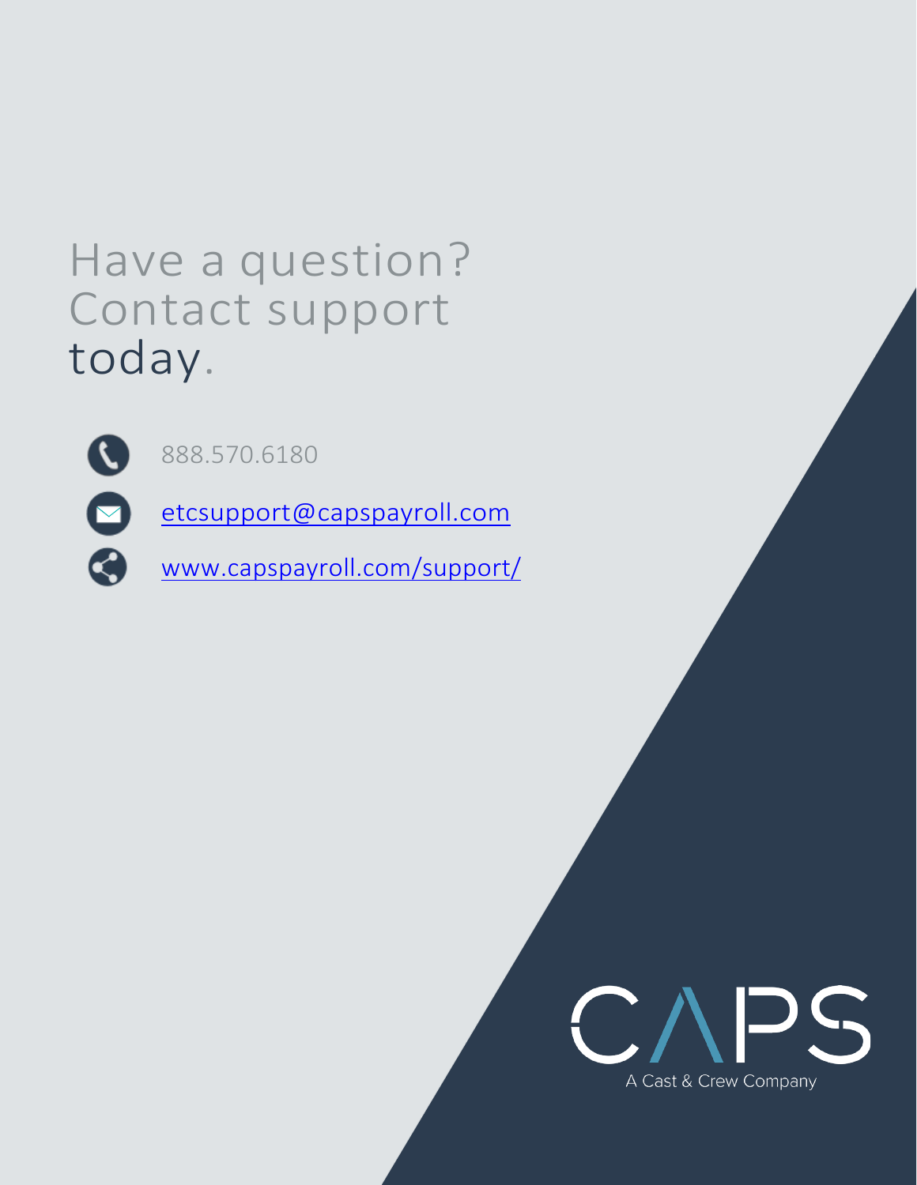# Have a question? Contact support today.

888.570.6180

etcsupport@capspayroll.com

www.capspayroll.com/support/

CAPS

A Cast & Crew Company